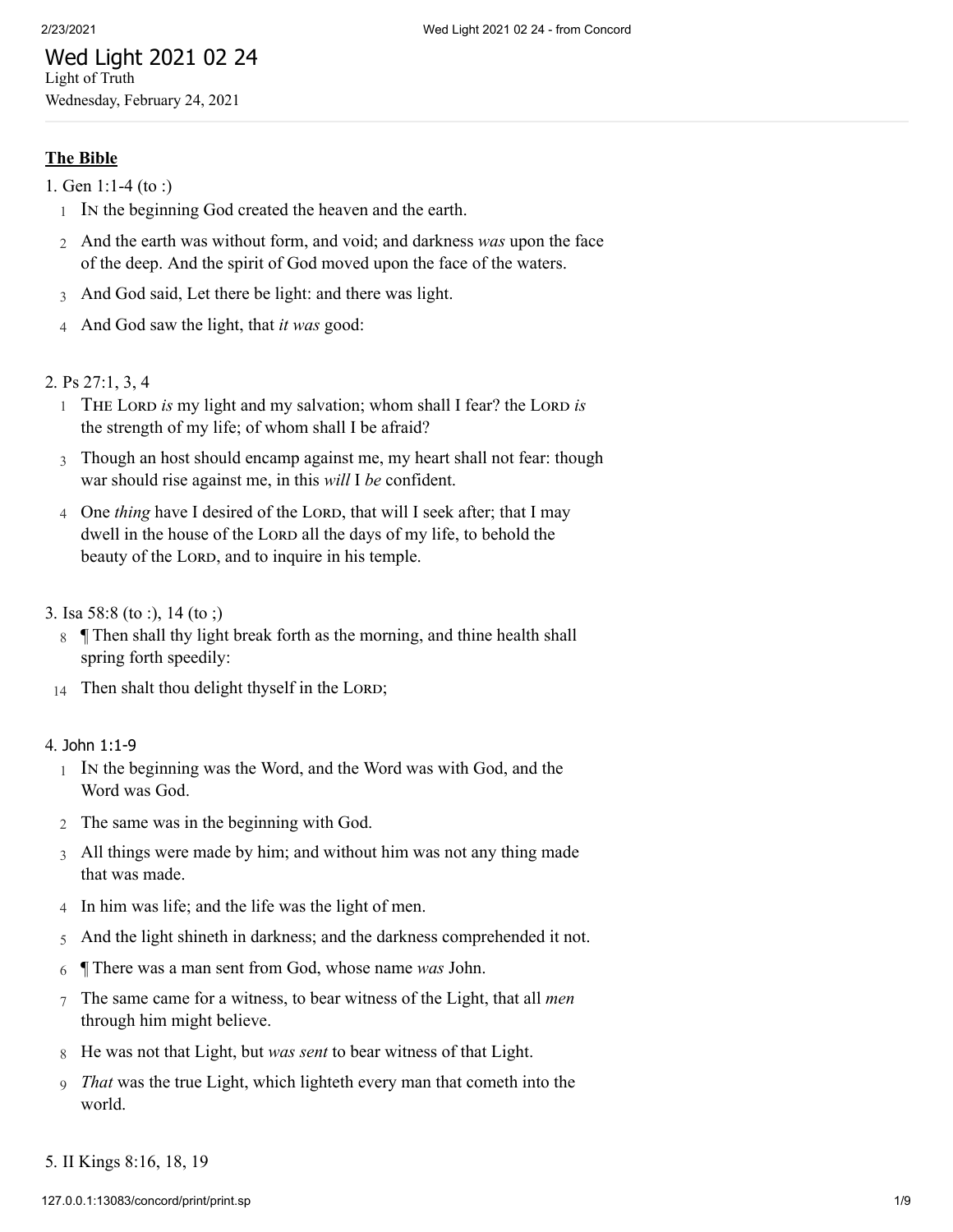# Wed Light 2021 02 24

Light of Truth

Wednesday, February 24, 2021

**The Bible**

1. Gen 1:1-4 (to :)

1 IN the beginning God created the heaven and the earth.

2 And the earth was without form, and void; and darkness *was* upon the face of the deep. And the spirit of God moved upon the face of the waters.

3 And God said, Let there be light: and there was light.

4 And God saw the light, that *it was* good:

2. Ps 27:1, 3, 4

1 THE LORD *is* my light and my salvation; whom shall I fear? the LORD *is* the strength of my life; of whom shall I be afraid?

3 Though an host should encamp against me, my heart shall not fear: though war should rise against me, in this *will* I *be* confident.

4 One *thing* have I desired of the LORD, that will I seek after; that I may dwell in the house of the LORD all the days of my life, to behold the beauty of the LORD, and to inquire in his temple.

3. Isa 58:8 (to :), 14 (to ;)

8 ¶ Then shall thy light break forth as the morning, and thine health shall spring forth speedily:

14 Then shalt thou delight thyself in the LORD;

4. John 1:1-9

1 IN the beginning was the Word, and the Word was with God, and the Word was God.

2 The same was in the beginning with God.

3 All things were made by him; and without him was not any thing made that was made.

4 In him was life; and the life was the light of men.

5 And the light shineth in darkness; and the darkness comprehended it not.

6 ¶ There was a man sent from God, whose name *was* John.

7 The same came for a witness, to bear witness of the Light, that all *men* through him might believe.

8 He was not that Light, but *was sent* to bear witness of that Light.

9 *That* was the true Light, which lighteth every man that cometh into the world.

5. II Kings 8:16, 18, 19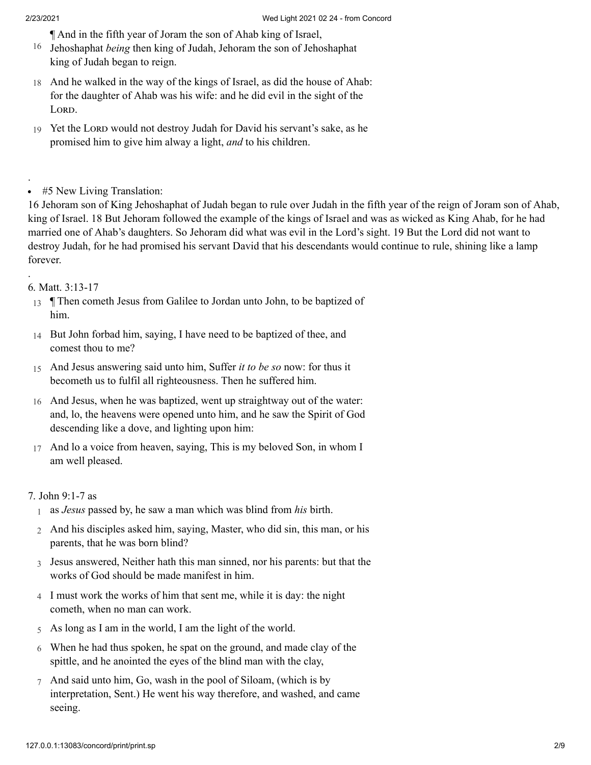16 ¶ And in the fifth year of Joram the son of Ahab king of Israel, Jehoshaphat *being* then king of Judah, Jehoram the son of Jehoshaphat king of Judah began to reign.

18 And he walked in the way of the kings of Israel, as did the house of Ahab: for the daughter of Ahab was his wife: and he did evil in the sight of the LORD.

19 Yet the LORD would not destroy Judah for David his servant's sake, as he promised him to give him alway a light, *and* to his children.

.

- #5 New Living Translation:

16 Jehoram son of King Jehoshaphat of Judah began to rule over Judah in the fifth year of the reign of Joram son of Ahab, king of Israel. 18 But Jehoram followed the example of the kings of Israel and was as wicked as King Ahab, for he had married one of Ahab's daughters. So Jehoram did what was evil in the Lord's sight. 19 But the Lord did not want to destroy Judah, for he had promised his servant David that his descendants would continue to rule, shining like a lamp forever.

.

6. Matt. 3:13-17

13 ¶ Then cometh Jesus from Galilee to Jordan unto John, to be baptized of him.

14 But John forbad him, saying, I have need to be baptized of thee, and comest thou to me?

15 And Jesus answering said unto him, Suffer *it to be so* now: for thus it becometh us to fulfil all righteousness. Then he suffered him.

16 And Jesus, when he was baptized, went up straightway out of the water: and, lo, the heavens were opened unto him, and he saw the Spirit of God descending like a dove, and lighting upon him:

17 And lo a voice from heaven, saying, This is my beloved Son, in whom I am well pleased.

7. John 9:1-7 as

1 as *Jesus* passed by, he saw a man which was blind from *his* birth.

2 And his disciples asked him, saying, Master, who did sin, this man, or his parents, that he was born blind?

3 Jesus answered, Neither hath this man sinned, nor his parents: but that the works of God should be made manifest in him.

4 I must work the works of him that sent me, while it is day: the night cometh, when no man can work.

5 As long as I am in the world, I am the light of the world.

6 When he had thus spoken, he spat on the ground, and made clay of the spittle, and he anointed the eyes of the blind man with the clay,

7 And said unto him, Go, wash in the pool of Siloam, (which is by interpretation, Sent.) He went his way therefore, and washed, and came seeing.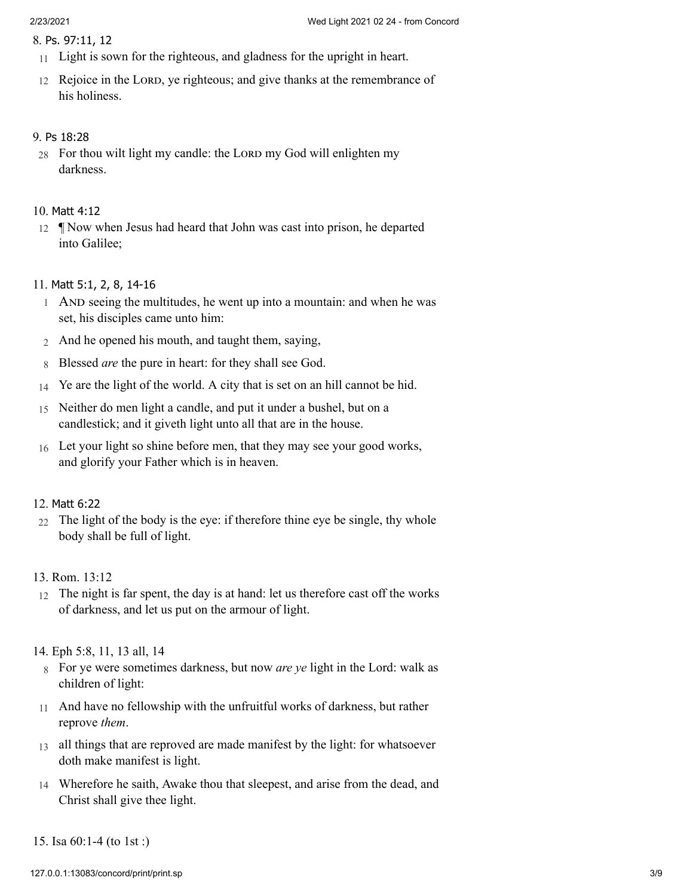8. Ps. 97:11, 12

11 Light is sown for the righteous, and gladness for the upright in heart.

12 Rejoice in the LORD, ye righteous; and give thanks at the remembrance of his holiness.

9. Ps 18:28

28 For thou wilt light my candle: the LORD my God will enlighten my darkness.

10. Matt 4:12

12 ¶ Now when Jesus had heard that John was cast into prison, he departed into Galilee;

11. Matt 5:1, 2, 8, 14-16

1 AND seeing the multitudes, he went up into a mountain: and when he was set, his disciples came unto him:

2 And he opened his mouth, and taught them, saying,

8 Blessed *are* the pure in heart: for they shall see God.

14 Ye are the light of the world. A city that is set on an hill cannot be hid.

15 Neither do men light a candle, and put it under a bushel, but on a candlestick; and it giveth light unto all that are in the house.

16 Let your light so shine before men, that they may see your good works, and glorify your Father which is in heaven.

12. Matt 6:22

22 The light of the body is the eye: if therefore thine eye be single, thy whole body shall be full of light.

13. Rom. 13:12

12 The night is far spent, the day is at hand: let us therefore cast off the works of darkness, and let us put on the armour of light.

14. Eph 5:8, 11, 13 all, 14

8 For ye were sometimes darkness, but now *are ye* light in the Lord: walk as children of light:

11 And have no fellowship with the unfruitful works of darkness, but rather reprove *them*.

13 all things that are reproved are made manifest by the light: for whatsoever doth make manifest is light.

14 Wherefore he saith, Awake thou that sleepest, and arise from the dead, and Christ shall give thee light.

15. Isa 60:1-4 (to 1st :)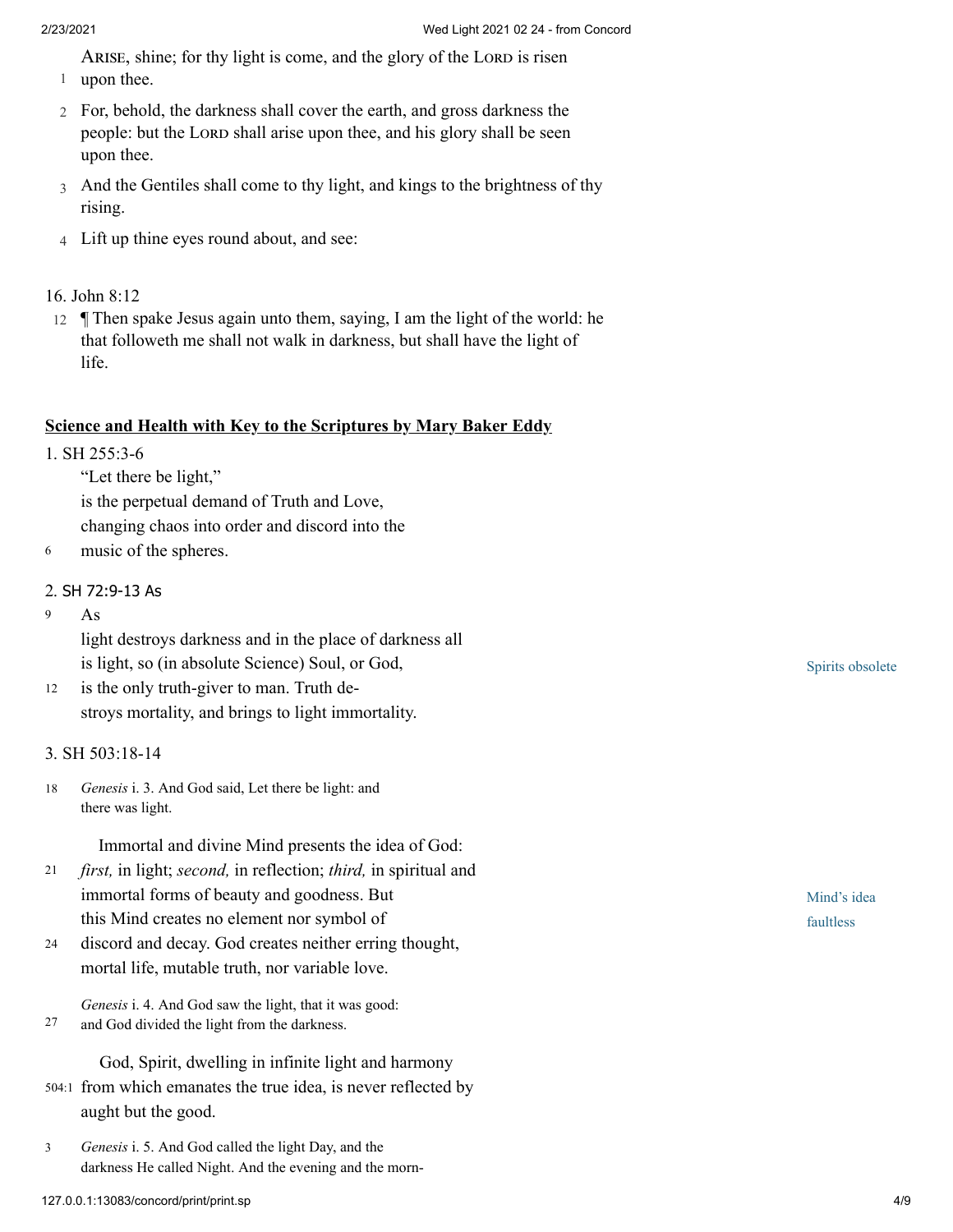1 ARISE, shine; for thy light is come, and the glory of the LORD is risen upon thee.

2 For, behold, the darkness shall cover the earth, and gross darkness the people: but the LORD shall arise upon thee, and his glory shall be seen upon thee.

3 And the Gentiles shall come to thy light, and kings to the brightness of thy rising.

4 Lift up thine eyes round about, and see:

16. John 8:12

12 ¶ Then spake Jesus again unto them, saying, I am the light of the world: he that followeth me shall not walk in darkness, but shall have the light of life.

**Science and Health with Key to the Scriptures by Mary Baker Eddy**

1. SH 255:3-6

"Let there be light,"
is the perpetual demand of Truth and Love,
changing chaos into order and discord into the
6 music of the spheres.

2. SH 72:9-13 As

9 As
light destroys darkness and in the place of darkness all
is light, so (in absolute Science) Soul, or God,
12 is the only truth-giver to man. Truth de-
stroys mortality, and brings to light immortality.

Spirits obsolete

3. SH 503:18-14

18 *Genesis* i. 3. And God said, Let there be light: and
there was light.

Immortal and divine Mind presents the idea of God:
21 *first,* in light; *second,* in reflection; *third,* in spiritual and
immortal forms of beauty and goodness. But
this Mind creates no element nor symbol of
24 discord and decay. God creates neither erring thought,
mortal life, mutable truth, nor variable love.

Mind's idea faultless

*Genesis* i. 4. And God saw the light, that it was good:
27 and God divided the light from the darkness.

God, Spirit, dwelling in infinite light and harmony
504:1 from which emanates the true idea, is never reflected by
aught but the good.

3 *Genesis* i. 5. And God called the light Day, and the
darkness He called Night. And the evening and the morn-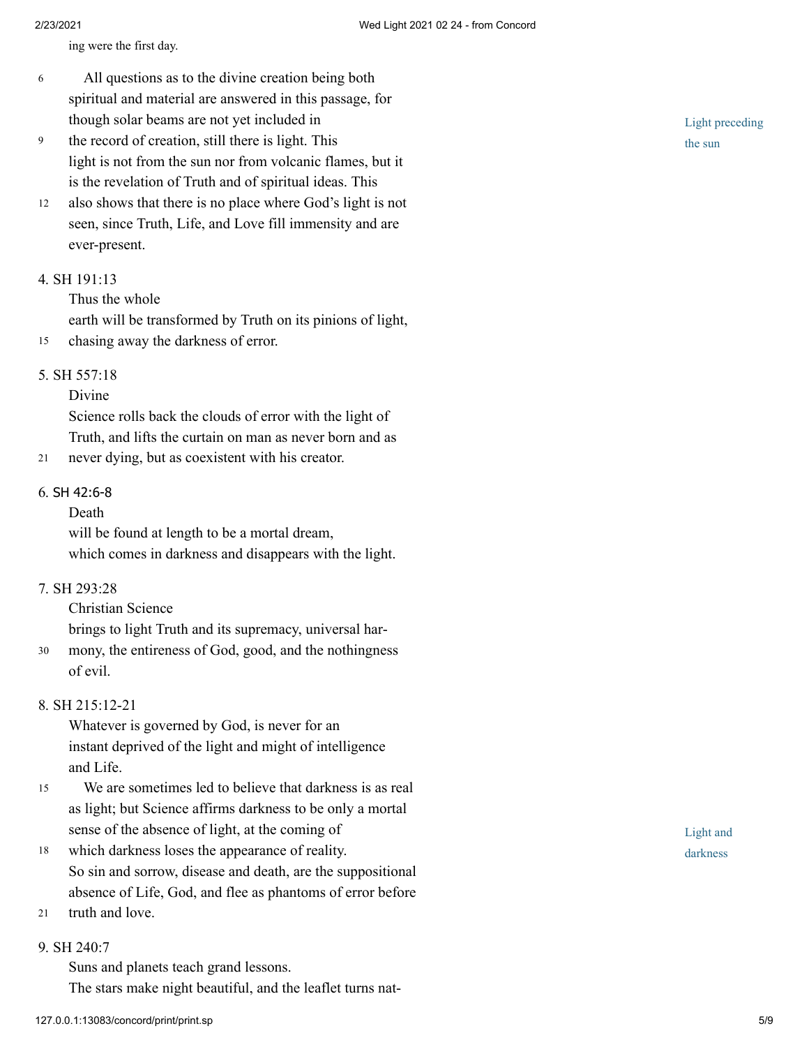ing were the first day.

6 All questions as to the divine creation being both spiritual and material are answered in this passage, for though solar beams are not yet included in
9 the record of creation, still there is light. This light is not from the sun nor from volcanic flames, but it is the revelation of Truth and of spiritual ideas. This
12 also shows that there is no place where God's light is not seen, since Truth, Life, and Love fill immensity and are ever-present.

*Light preceding the sun*

4. SH 191:13

Thus the whole earth will be transformed by Truth on its pinions of light,
15 chasing away the darkness of error.

5. SH 557:18

Divine Science rolls back the clouds of error with the light of Truth, and lifts the curtain on man as never born and as
21 never dying, but as coexistent with his creator.

6. SH 42:6-8

Death will be found at length to be a mortal dream, which comes in darkness and disappears with the light.

7. SH 293:28

Christian Science brings to light Truth and its supremacy, universal har-
30 mony, the entireness of God, good, and the nothingness of evil.

8. SH 215:12-21

Whatever is governed by God, is never for an instant deprived of the light and might of intelligence and Life.
15 We are sometimes led to believe that darkness is as real as light; but Science affirms darkness to be only a mortal sense of the absence of light, at the coming of
18 which darkness loses the appearance of reality. So sin and sorrow, disease and death, are the suppositional absence of Life, God, and flee as phantoms of error before
21 truth and love.

*Light and darkness*

9. SH 240:7

Suns and planets teach grand lessons. The stars make night beautiful, and the leaflet turns nat-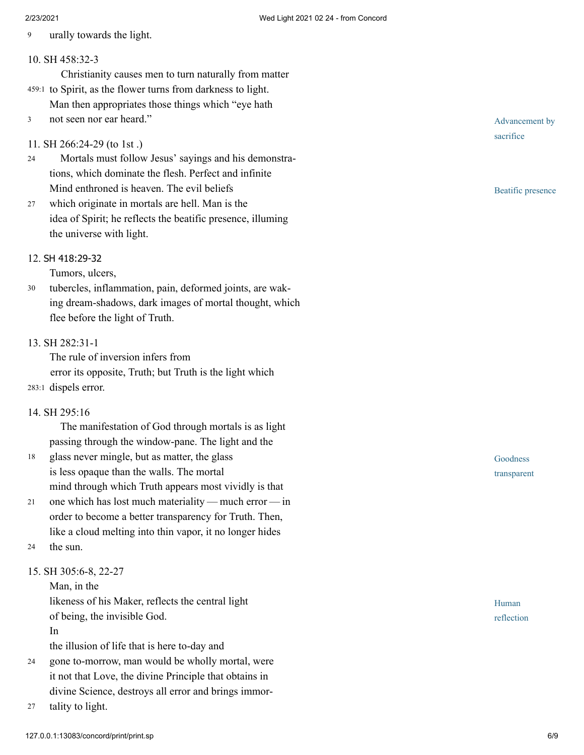9 urally towards the light.

10. SH 458:32-3

Christianity causes men to turn naturally from matter
459:1 to Spirit, as the flower turns from darkness to light.
Man then appropriates those things which "eye hath
3 not seen nor ear heard."

*Advancement by sacrifice*

11. SH 266:24-29 (to 1st .)

24 Mortals must follow Jesus' sayings and his demonstrations, which dominate the flesh. Perfect and infinite
Mind enthroned is heaven. The evil beliefs
27 which originate in mortals are hell. Man is the
idea of Spirit; he reflects the beatific presence, illuming
the universe with light.

*Beatific presence*

12. SH 418:29-32

Tumors, ulcers,
30 tubercles, inflammation, pain, deformed joints, are waking dream-shadows, dark images of mortal thought, which
flee before the light of Truth.

13. SH 282:31-1

The rule of inversion infers from
error its opposite, Truth; but Truth is the light which
283:1 dispels error.

14. SH 295:16

The manifestation of God through mortals is as light
passing through the window-pane. The light and the
18 glass never mingle, but as matter, the glass
is less opaque than the walls. The mortal
mind through which Truth appears most vividly is that
21 one which has lost much materiality — much error — in
order to become a better transparency for Truth. Then,
like a cloud melting into thin vapor, it no longer hides
24 the sun.

*Goodness transparent*

15. SH 305:6-8, 22-27

Man, in the
likeness of his Maker, reflects the central light
of being, the invisible God.

In
the illusion of life that is here to-day and
24 gone to-morrow, man would be wholly mortal, were
it not that Love, the divine Principle that obtains in
divine Science, destroys all error and brings immor-
27 tality to light.

*Human reflection*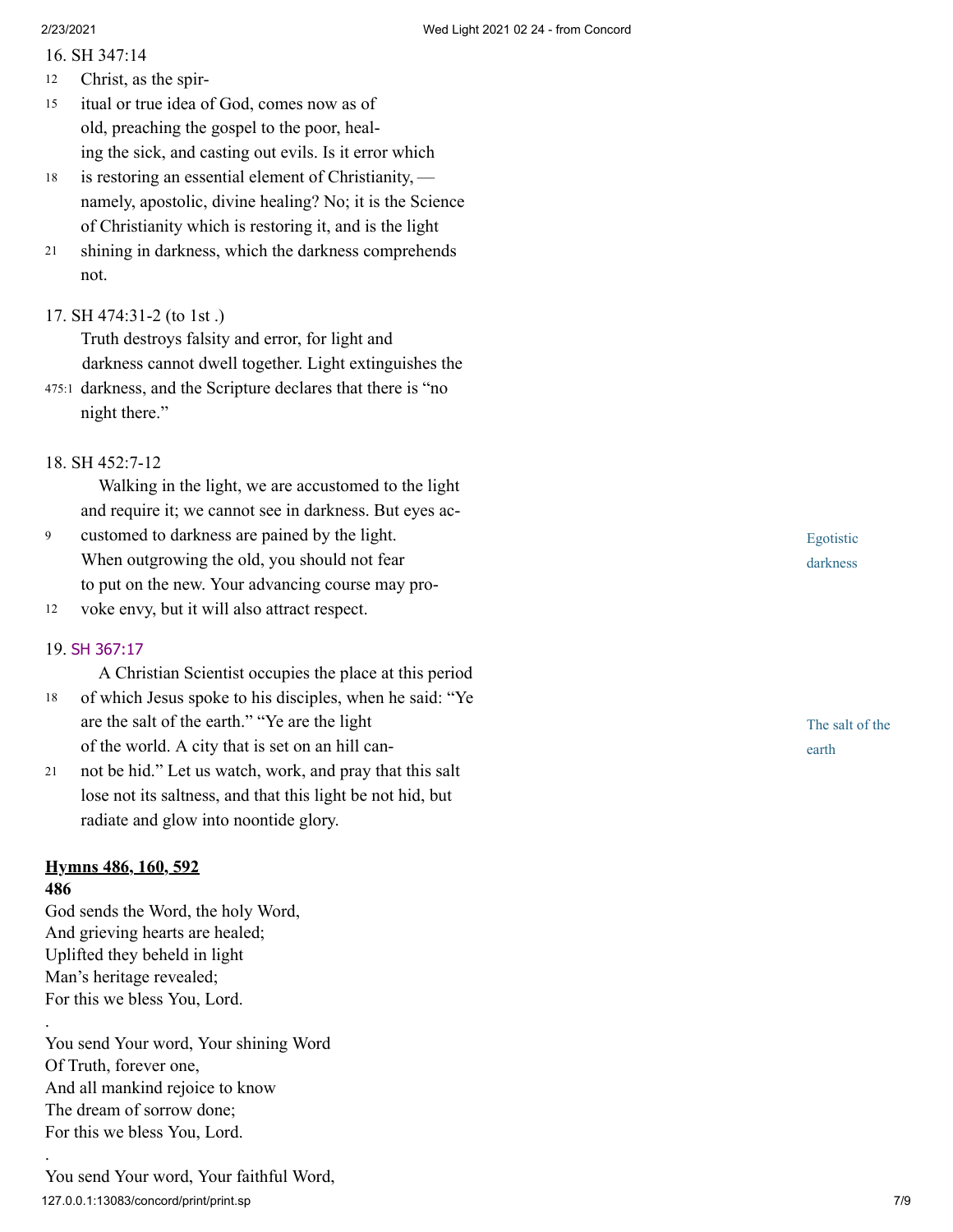16. SH 347:14

12 Christ, as the spir-
15 itual or true idea of God, comes now as of old, preaching the gospel to the poor, healing the sick, and casting out evils. Is it error which
18 is restoring an essential element of Christianity, — namely, apostolic, divine healing? No; it is the Science of Christianity which is restoring it, and is the light
21 shining in darkness, which the darkness comprehends not.

17. SH 474:31-2 (to 1st .)

Truth destroys falsity and error, for light and darkness cannot dwell together. Light extinguishes the
475:1 darkness, and the Scripture declares that there is "no night there."

18. SH 452:7-12

*Egotistic darkness*

Walking in the light, we are accustomed to the light and require it; we cannot see in darkness. But eyes ac-
9 customed to darkness are pained by the light. When outgrowing the old, you should not fear to put on the new. Your advancing course may pro-
12 voke envy, but it will also attract respect.

19. SH 367:17

*The salt of the earth*

A Christian Scientist occupies the place at this period
18 of which Jesus spoke to his disciples, when he said: "Ye are the salt of the earth." "Ye are the light of the world. A city that is set on an hill can-
21 not be hid." Let us watch, work, and pray that this salt lose not its saltness, and that this light be not hid, but radiate and glow into noontide glory.

**Hymns 486, 160, 592**

**486**

God sends the Word, the holy Word,
And grieving hearts are healed;
Uplifted they beheld in light
Man's heritage revealed;
For this we bless You, Lord.

.

You send Your word, Your shining Word
Of Truth, forever one,
And all mankind rejoice to know
The dream of sorrow done;
For this we bless You, Lord.

.

You send Your word, Your faithful Word,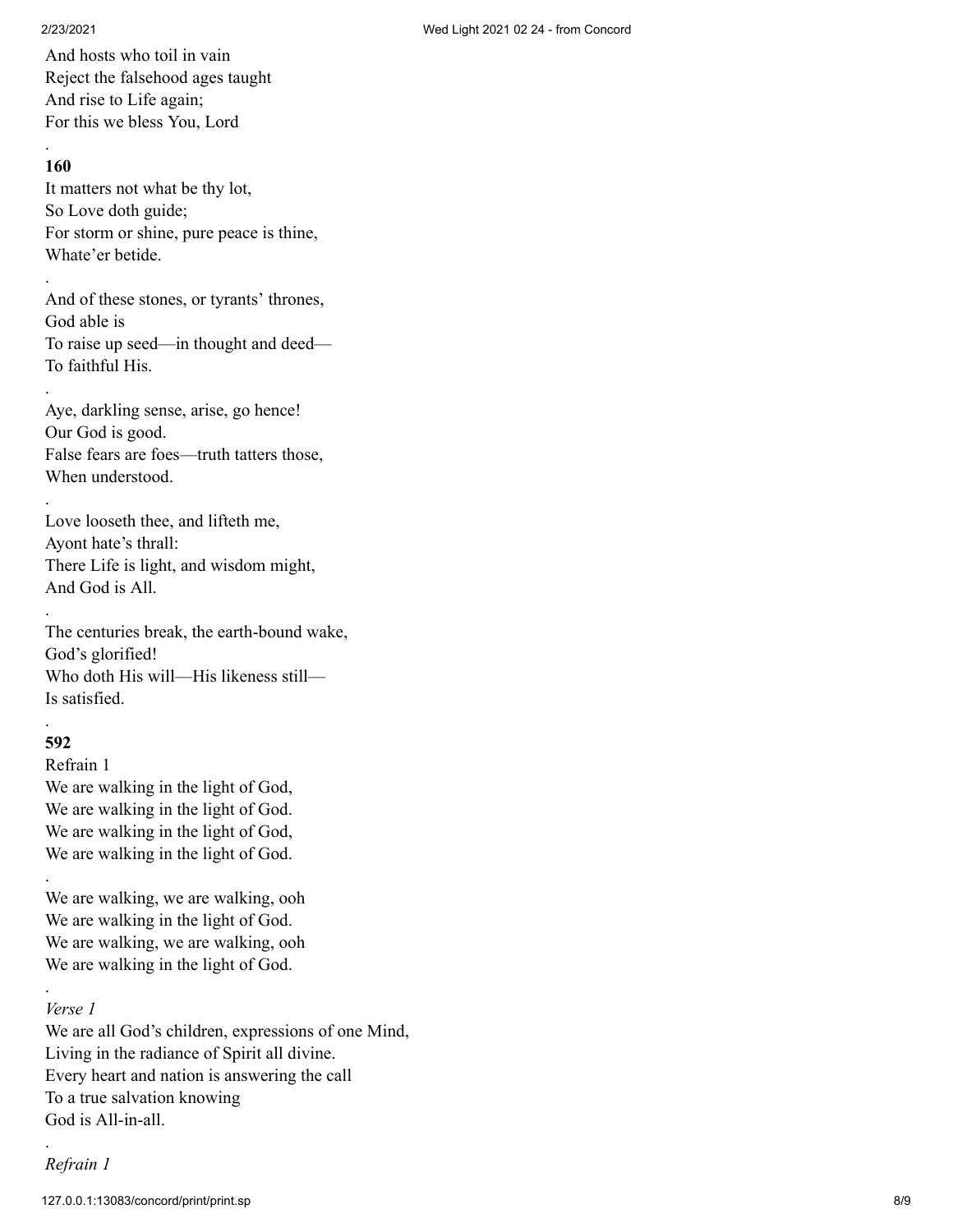And hosts who toil in vain
Reject the falsehood ages taught
And rise to Life again;
For this we bless You, Lord

.

**160**

It matters not what be thy lot,
So Love doth guide;
For storm or shine, pure peace is thine,
Whate'er betide.

.

And of these stones, or tyrants' thrones,
God able is
To raise up seed—in thought and deed—
To faithful His.

.

Aye, darkling sense, arise, go hence!
Our God is good.
False fears are foes—truth tatters those,
When understood.

.

Love looseth thee, and lifteth me,
Ayont hate's thrall:
There Life is light, and wisdom might,
And God is All.

.

The centuries break, the earth-bound wake,
God's glorified!
Who doth His will—His likeness still—
Is satisfied.

.

**592**

Refrain 1
We are walking in the light of God,
We are walking in the light of God.
We are walking in the light of God,
We are walking in the light of God.

.

We are walking, we are walking, ooh
We are walking in the light of God.
We are walking, we are walking, ooh
We are walking in the light of God.

.

*Verse 1*
We are all God's children, expressions of one Mind,
Living in the radiance of Spirit all divine.
Every heart and nation is answering the call
To a true salvation knowing
God is All-in-all.

.

*Refrain 1*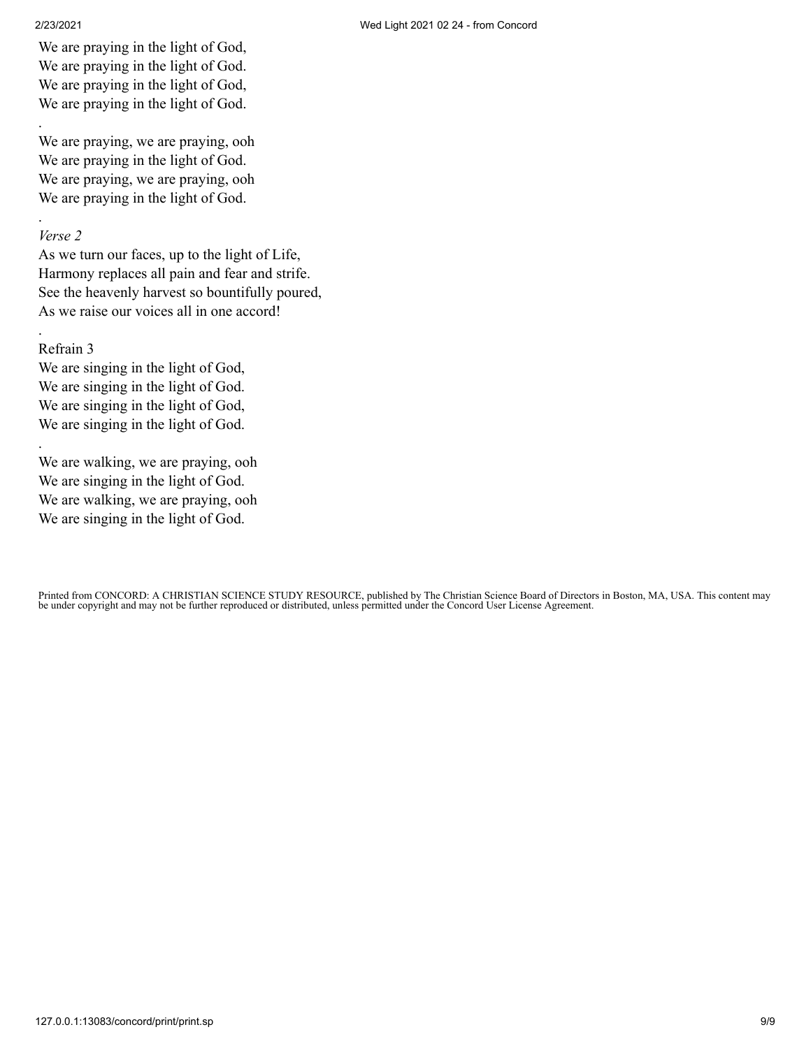We are praying in the light of God,  
We are praying in the light of God.  
We are praying in the light of God,  
We are praying in the light of God.

.

We are praying, we are praying, ooh  
We are praying in the light of God.  
We are praying, we are praying, ooh  
We are praying in the light of God.

.

*Verse 2*

As we turn our faces, up to the light of Life,  
Harmony replaces all pain and fear and strife.  
See the heavenly harvest so bountifully poured,  
As we raise our voices all in one accord!

.

Refrain 3

We are singing in the light of God,  
We are singing in the light of God.  
We are singing in the light of God,  
We are singing in the light of God.

.

We are walking, we are praying, ooh  
We are singing in the light of God.  
We are walking, we are praying, ooh  
We are singing in the light of God.

Printed from CONCORD: A CHRISTIAN SCIENCE STUDY RESOURCE, published by The Christian Science Board of Directors in Boston, MA, USA. This content may be under copyright and may not be further reproduced or distributed, unless permitted under the Concord User License Agreement.